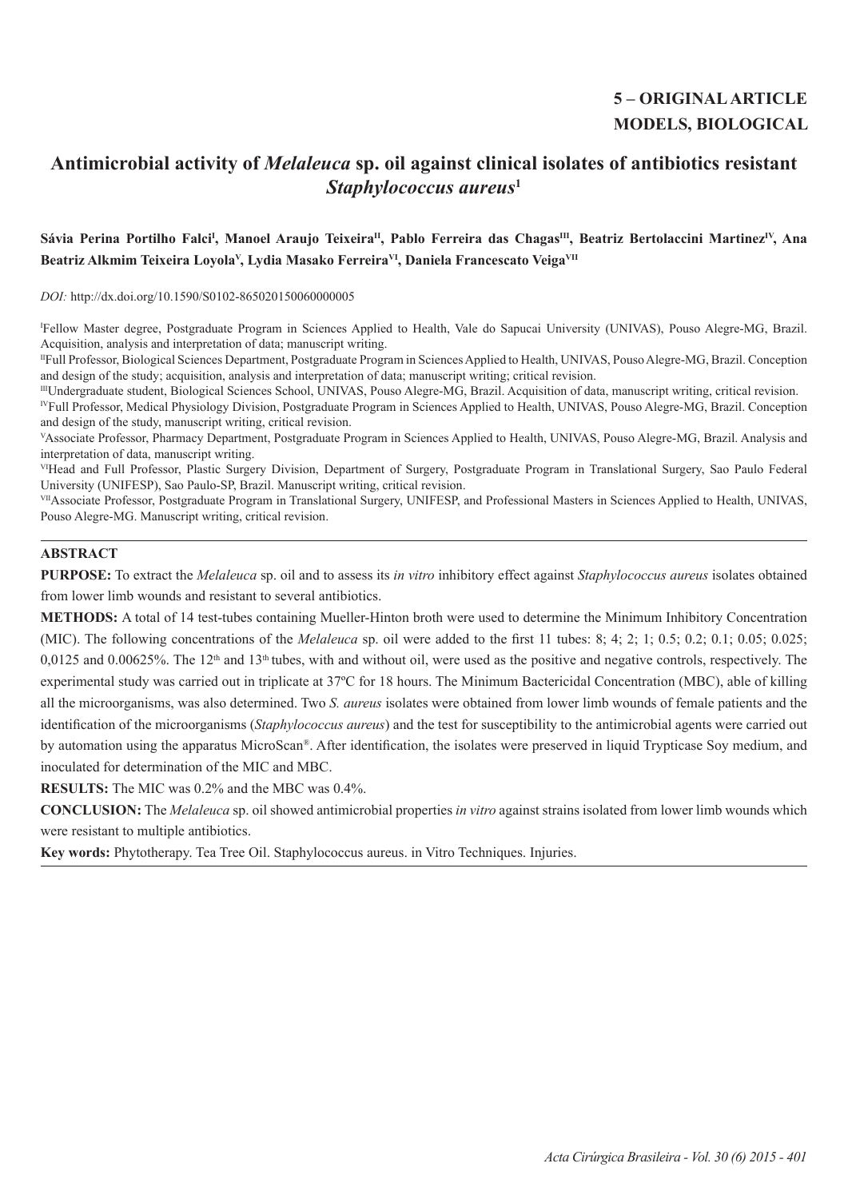**5 – ORIGINAL ARTICLE**
**MODELS, BIOLOGICAL**

# Antimicrobial activity of *Melaleuca* sp. oil against clinical isolates of antibiotics resistant *Staphylococcus aureus*[1]

**Sávia Perina Portilho Falci[I], Manoel Araujo Teixeira[II], Pablo Ferreira das Chagas[III], Beatriz Bertolaccini Martinez[IV], Ana Beatriz Alkmim Teixeira Loyola[V], Lydia Masako Ferreira[VI], Daniela Francescato Veiga[VII]**

*DOI:* http://dx.doi.org/10.1590/S0102-865020150060000005

[I]Fellow Master degree, Postgraduate Program in Sciences Applied to Health, Vale do Sapucai University (UNIVAS), Pouso Alegre-MG, Brazil. Acquisition, analysis and interpretation of data; manuscript writing.

[II]Full Professor, Biological Sciences Department, Postgraduate Program in Sciences Applied to Health, UNIVAS, Pouso Alegre-MG, Brazil. Conception and design of the study; acquisition, analysis and interpretation of data; manuscript writing; critical revision.

[III]Undergraduate student, Biological Sciences School, UNIVAS, Pouso Alegre-MG, Brazil. Acquisition of data, manuscript writing, critical revision.

[IV]Full Professor, Medical Physiology Division, Postgraduate Program in Sciences Applied to Health, UNIVAS, Pouso Alegre-MG, Brazil. Conception and design of the study, manuscript writing, critical revision.

[V]Associate Professor, Pharmacy Department, Postgraduate Program in Sciences Applied to Health, UNIVAS, Pouso Alegre-MG, Brazil. Analysis and interpretation of data, manuscript writing.

[VI]Head and Full Professor, Plastic Surgery Division, Department of Surgery, Postgraduate Program in Translational Surgery, Sao Paulo Federal University (UNIFESP), Sao Paulo-SP, Brazil. Manuscript writing, critical revision.

[VII]Associate Professor, Postgraduate Program in Translational Surgery, UNIFESP, and Professional Masters in Sciences Applied to Health, UNIVAS, Pouso Alegre-MG. Manuscript writing, critical revision.

## ABSTRACT

**PURPOSE:** To extract the *Melaleuca* sp. oil and to assess its *in vitro* inhibitory effect against *Staphylococcus aureus* isolates obtained from lower limb wounds and resistant to several antibiotics.

**METHODS:** A total of 14 test-tubes containing Mueller-Hinton broth were used to determine the Minimum Inhibitory Concentration (MIC). The following concentrations of the *Melaleuca* sp. oil were added to the first 11 tubes: 8; 4; 2; 1; 0.5; 0.2; 0.1; 0.05; 0.025; 0,0125 and 0.00625%. The 12[th] and 13[th] tubes, with and without oil, were used as the positive and negative controls, respectively. The experimental study was carried out in triplicate at 37ºC for 18 hours. The Minimum Bactericidal Concentration (MBC), able of killing all the microorganisms, was also determined. Two *S. aureus* isolates were obtained from lower limb wounds of female patients and the identification of the microorganisms (*Staphylococcus aureus*) and the test for susceptibility to the antimicrobial agents were carried out by automation using the apparatus MicroScan®. After identification, the isolates were preserved in liquid Trypticase Soy medium, and inoculated for determination of the MIC and MBC.

**RESULTS:** The MIC was 0.2% and the MBC was 0.4%.

**CONCLUSION:** The *Melaleuca* sp. oil showed antimicrobial properties *in vitro* against strains isolated from lower limb wounds which were resistant to multiple antibiotics.

**Key words:** Phytotherapy. Tea Tree Oil. Staphylococcus aureus. in Vitro Techniques. Injuries.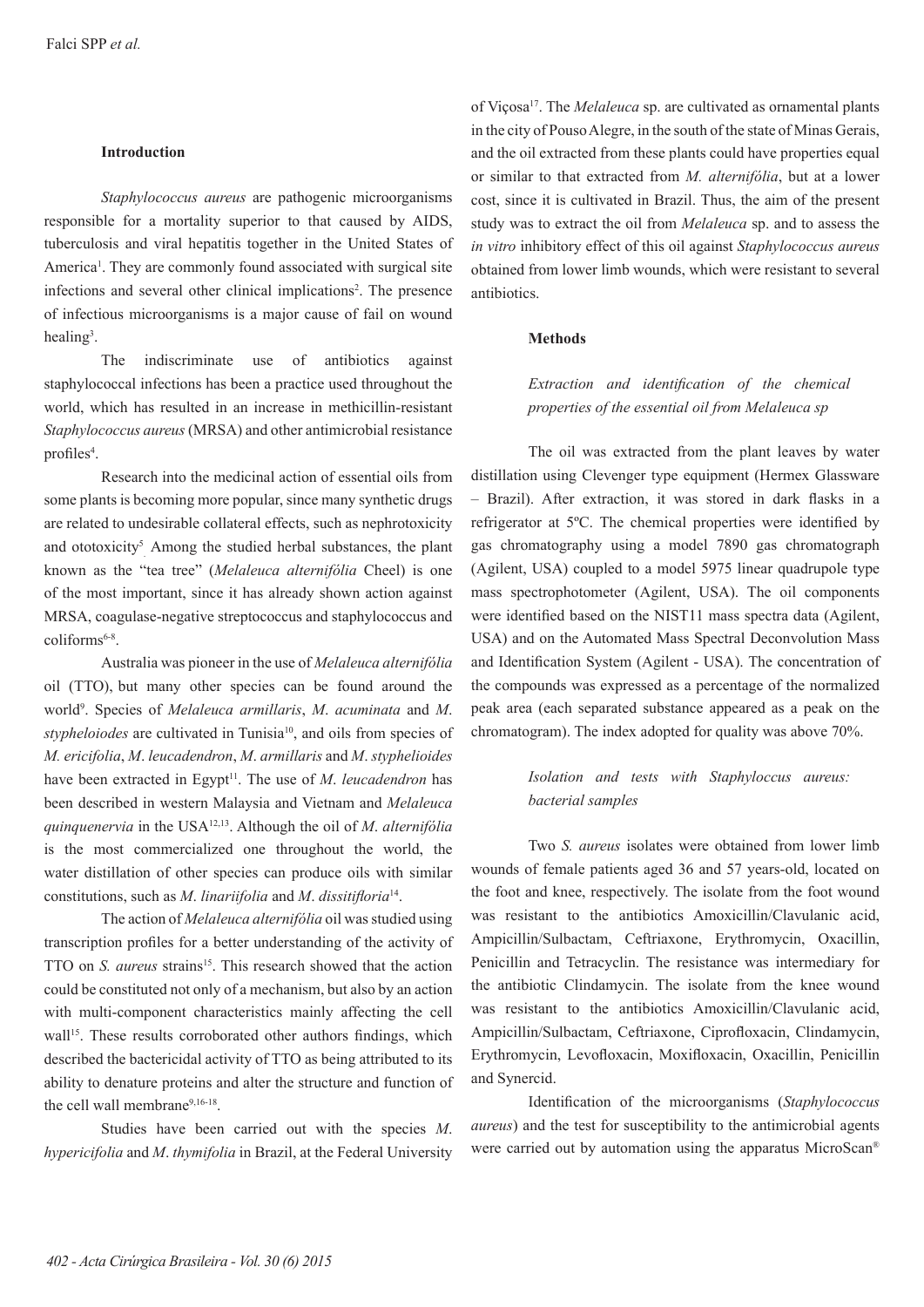## Introduction

*Staphylococcus aureus* are pathogenic microorganisms responsible for a mortality superior to that caused by AIDS, tuberculosis and viral hepatitis together in the United States of America[1]. They are commonly found associated with surgical site infections and several other clinical implications[2]. The presence of infectious microorganisms is a major cause of fail on wound healing[3].

The indiscriminate use of antibiotics against staphylococcal infections has been a practice used throughout the world, which has resulted in an increase in methicillin-resistant *Staphylococcus aureus* (MRSA) and other antimicrobial resistance profiles[4].

Research into the medicinal action of essential oils from some plants is becoming more popular, since many synthetic drugs are related to undesirable collateral effects, such as nephrotoxicity and ototoxicity[5]. Among the studied herbal substances, the plant known as the "tea tree" (*Melaleuca alternifólia* Cheel) is one of the most important, since it has already shown action against MRSA, coagulase-negative streptococcus and staphylococcus and coliforms[6-8].

Australia was pioneer in the use of *Melaleuca alternifólia* oil (TTO), but many other species can be found around the world[9]. Species of *Melaleuca armillaris*, *M. acuminata* and *M. stypheloiodes* are cultivated in Tunisia[10], and oils from species of *M. ericifolia*, *M. leucadendron*, *M. armillaris* and *M. styphelioides* have been extracted in Egypt[11]. The use of *M. leucadendron* has been described in western Malaysia and Vietnam and *Melaleuca quinquenervia* in the USA[12,13]. Although the oil of *M. alternifólia* is the most commercialized one throughout the world, the water distillation of other species can produce oils with similar constitutions, such as *M. linariifolia* and *M. dissitifloria*[14].

The action of *Melaleuca alternifólia* oil was studied using transcription profiles for a better understanding of the activity of TTO on *S. aureus* strains[15]. This research showed that the action could be constituted not only of a mechanism, but also by an action with multi-component characteristics mainly affecting the cell wall[15]. These results corroborated other authors findings, which described the bactericidal activity of TTO as being attributed to its ability to denature proteins and alter the structure and function of the cell wall membrane[9,16-18].

Studies have been carried out with the species *M. hypericifolia* and *M. thymifolia* in Brazil, at the Federal University of Viçosa[17]. The *Melaleuca* sp. are cultivated as ornamental plants in the city of Pouso Alegre, in the south of the state of Minas Gerais, and the oil extracted from these plants could have properties equal or similar to that extracted from *M. alternifólia*, but at a lower cost, since it is cultivated in Brazil. Thus, the aim of the present study was to extract the oil from *Melaleuca* sp. and to assess the *in vitro* inhibitory effect of this oil against *Staphylococcus aureus* obtained from lower limb wounds, which were resistant to several antibiotics.

## Methods

### *Extraction and identification of the chemical properties of the essential oil from Melaleuca sp*

The oil was extracted from the plant leaves by water distillation using Clevenger type equipment (Hermex Glassware – Brazil). After extraction, it was stored in dark flasks in a refrigerator at 5ºC. The chemical properties were identified by gas chromatography using a model 7890 gas chromatograph (Agilent, USA) coupled to a model 5975 linear quadrupole type mass spectrophotometer (Agilent, USA). The oil components were identified based on the NIST11 mass spectra data (Agilent, USA) and on the Automated Mass Spectral Deconvolution Mass and Identification System (Agilent - USA). The concentration of the compounds was expressed as a percentage of the normalized peak area (each separated substance appeared as a peak on the chromatogram). The index adopted for quality was above 70%.

### *Isolation and tests with Staphyloccus aureus: bacterial samples*

Two *S. aureus* isolates were obtained from lower limb wounds of female patients aged 36 and 57 years-old, located on the foot and knee, respectively. The isolate from the foot wound was resistant to the antibiotics Amoxicillin/Clavulanic acid, Ampicillin/Sulbactam, Ceftriaxone, Erythromycin, Oxacillin, Penicillin and Tetracyclin. The resistance was intermediary for the antibiotic Clindamycin. The isolate from the knee wound was resistant to the antibiotics Amoxicillin/Clavulanic acid, Ampicillin/Sulbactam, Ceftriaxone, Ciprofloxacin, Clindamycin, Erythromycin, Levofloxacin, Moxifloxacin, Oxacillin, Penicillin and Synercid.

Identification of the microorganisms (*Staphylococcus aureus*) and the test for susceptibility to the antimicrobial agents were carried out by automation using the apparatus MicroScan®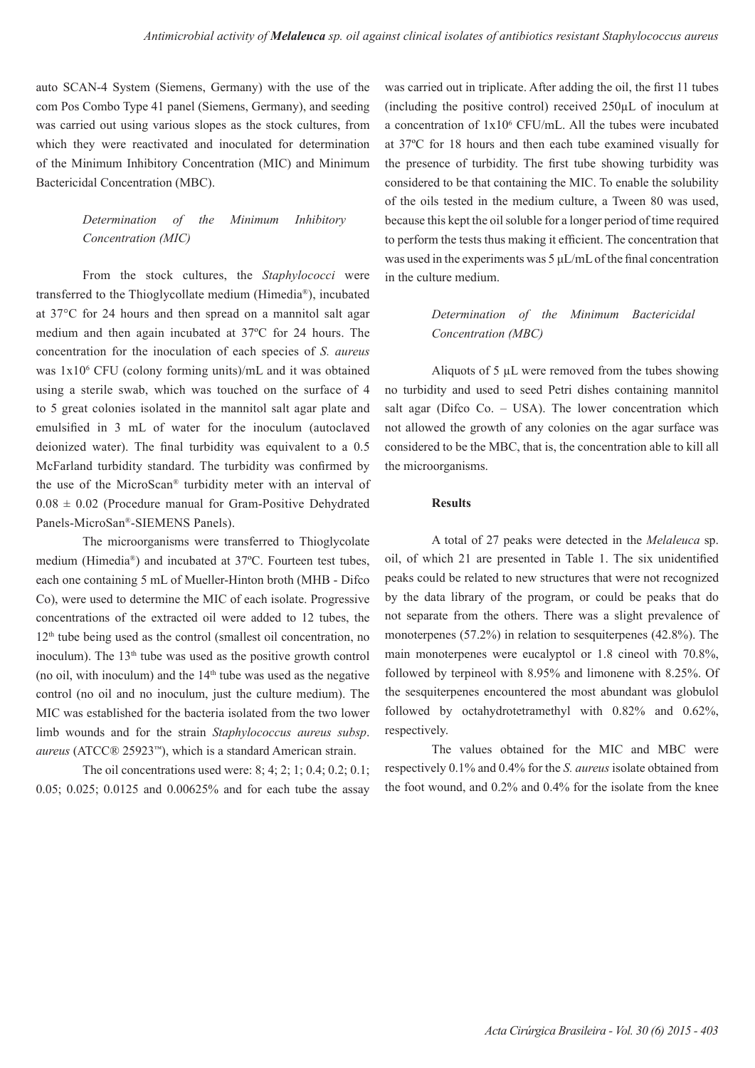auto SCAN-4 System (Siemens, Germany) with the use of the com Pos Combo Type 41 panel (Siemens, Germany), and seeding was carried out using various slopes as the stock cultures, from which they were reactivated and inoculated for determination of the Minimum Inhibitory Concentration (MIC) and Minimum Bactericidal Concentration (MBC).

### *Determination of the Minimum Inhibitory Concentration (MIC)*

From the stock cultures, the *Staphylococci* were transferred to the Thioglycollate medium (Himedia®), incubated at 37°C for 24 hours and then spread on a mannitol salt agar medium and then again incubated at 37ºC for 24 hours. The concentration for the inoculation of each species of *S. aureus* was $1x10^6$ CFU (colony forming units)/mL and it was obtained using a sterile swab, which was touched on the surface of 4 to 5 great colonies isolated in the mannitol salt agar plate and emulsified in 3 mL of water for the inoculum (autoclaved deionized water). The final turbidity was equivalent to a 0.5 McFarland turbidity standard. The turbidity was confirmed by the use of the MicroScan® turbidity meter with an interval of $0.08 \pm 0.02$ (Procedure manual for Gram-Positive Dehydrated Panels-MicroSan®-SIEMENS Panels).

The microorganisms were transferred to Thioglycolate medium (Himedia®) and incubated at 37ºC. Fourteen test tubes, each one containing 5 mL of Mueller-Hinton broth (MHB - Difco Co), were used to determine the MIC of each isolate. Progressive concentrations of the extracted oil were added to 12 tubes, the 12th tube being used as the control (smallest oil concentration, no inoculum). The 13th tube was used as the positive growth control (no oil, with inoculum) and the 14th tube was used as the negative control (no oil and no inoculum, just the culture medium). The MIC was established for the bacteria isolated from the two lower limb wounds and for the strain *Staphylococcus aureus subsp. aureus* (ATCC® 25923™), which is a standard American strain.

The oil concentrations used were: 8; 4; 2; 1; 0.4; 0.2; 0.1; 0.05; 0.025; 0.0125 and 0.00625% and for each tube the assay was carried out in triplicate. After adding the oil, the first 11 tubes (including the positive control) received 250µL of inoculum at a concentration of $1x10^6$ CFU/mL. All the tubes were incubated at 37ºC for 18 hours and then each tube examined visually for the presence of turbidity. The first tube showing turbidity was considered to be that containing the MIC. To enable the solubility of the oils tested in the medium culture, a Tween 80 was used, because this kept the oil soluble for a longer period of time required to perform the tests thus making it efficient. The concentration that was used in the experiments was 5 µL/mL of the final concentration in the culture medium.

### *Determination of the Minimum Bactericidal Concentration (MBC)*

Aliquots of 5 µL were removed from the tubes showing no turbidity and used to seed Petri dishes containing mannitol salt agar (Difco Co. – USA). The lower concentration which not allowed the growth of any colonies on the agar surface was considered to be the MBC, that is, the concentration able to kill all the microorganisms.

## Results

A total of 27 peaks were detected in the *Melaleuca* sp. oil, of which 21 are presented in Table 1. The six unidentified peaks could be related to new structures that were not recognized by the data library of the program, or could be peaks that do not separate from the others. There was a slight prevalence of monoterpenes (57.2%) in relation to sesquiterpenes (42.8%). The main monoterpenes were eucalyptol or 1.8 cineol with 70.8%, followed by terpineol with 8.95% and limonene with 8.25%. Of the sesquiterpenes encountered the most abundant was globulol followed by octahydrotetramethyl with 0.82% and 0.62%, respectively.

The values obtained for the MIC and MBC were respectively 0.1% and 0.4% for the *S. aureus* isolate obtained from the foot wound, and 0.2% and 0.4% for the isolate from the knee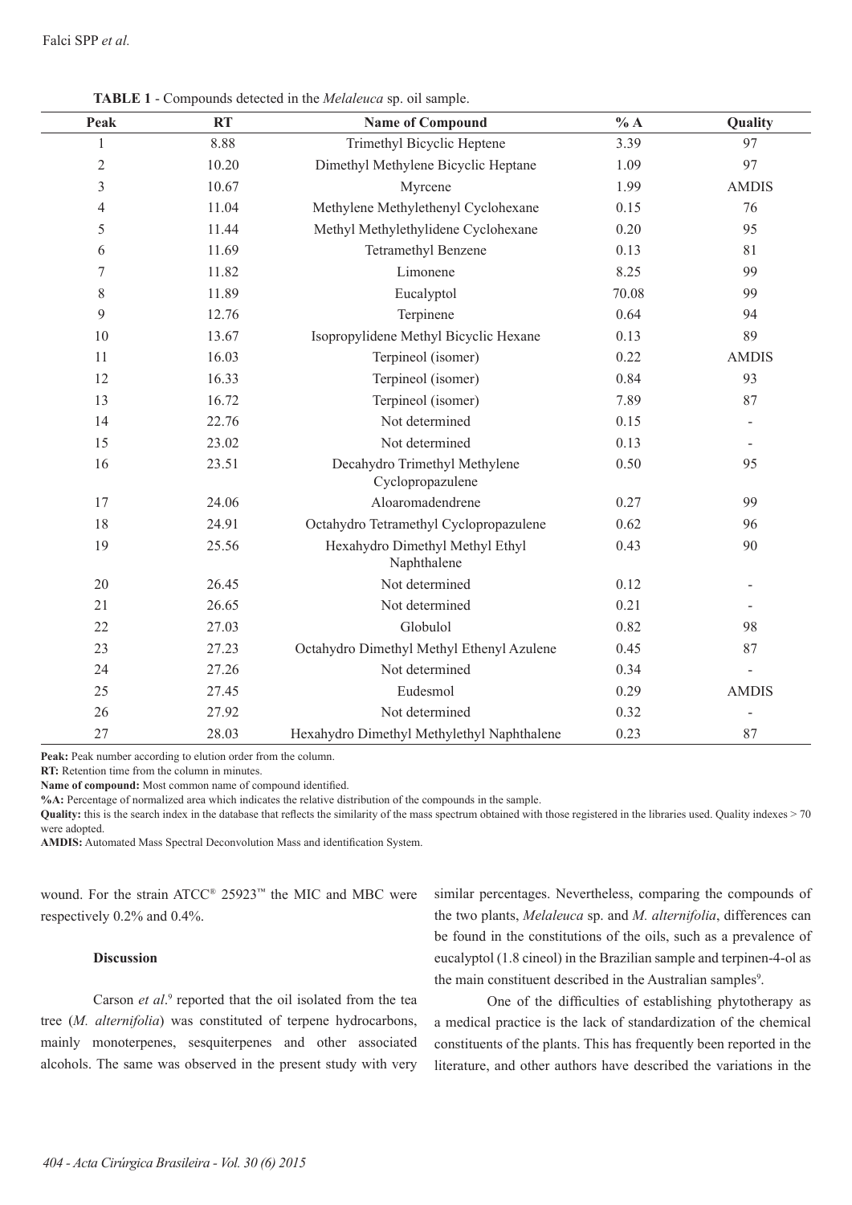**TABLE 1** - Compounds detected in the *Melaleuca* sp. oil sample.

| Peak | RT | Name of Compound | % A | Quality |
|---|---|---|---|---|
| 1 | 8.88 | Trimethyl Bicyclic Heptene | 3.39 | 97 |
| 2 | 10.20 | Dimethyl Methylene Bicyclic Heptane | 1.09 | 97 |
| 3 | 10.67 | Myrcene | 1.99 | AMDIS |
| 4 | 11.04 | Methylene Methylethenyl Cyclohexane | 0.15 | 76 |
| 5 | 11.44 | Methyl Methylethylidene Cyclohexane | 0.20 | 95 |
| 6 | 11.69 | Tetramethyl Benzene | 0.13 | 81 |
| 7 | 11.82 | Limonene | 8.25 | 99 |
| 8 | 11.89 | Eucalyptol | 70.08 | 99 |
| 9 | 12.76 | Terpinene | 0.64 | 94 |
| 10 | 13.67 | Isopropylidene Methyl Bicyclic Hexane | 0.13 | 89 |
| 11 | 16.03 | Terpineol (isomer) | 0.22 | AMDIS |
| 12 | 16.33 | Terpineol (isomer) | 0.84 | 93 |
| 13 | 16.72 | Terpineol (isomer) | 7.89 | 87 |
| 14 | 22.76 | Not determined | 0.15 | - |
| 15 | 23.02 | Not determined | 0.13 | - |
| 16 | 23.51 | Decahydro Trimethyl Methylene Cyclopropazulene | 0.50 | 95 |
| 17 | 24.06 | Aloaromadendrene | 0.27 | 99 |
| 18 | 24.91 | Octahydro Tetramethyl Cyclopropazulene | 0.62 | 96 |
| 19 | 25.56 | Hexahydro Dimethyl Methyl Ethyl Naphthalene | 0.43 | 90 |
| 20 | 26.45 | Not determined | 0.12 | - |
| 21 | 26.65 | Not determined | 0.21 | - |
| 22 | 27.03 | Globulol | 0.82 | 98 |
| 23 | 27.23 | Octahydro Dimethyl Methyl Ethenyl Azulene | 0.45 | 87 |
| 24 | 27.26 | Not determined | 0.34 | - |
| 25 | 27.45 | Eudesmol | 0.29 | AMDIS |
| 26 | 27.92 | Not determined | 0.32 | - |
| 27 | 28.03 | Hexahydro Dimethyl Methylethyl Naphthalene | 0.23 | 87 |

**Peak:** Peak number according to elution order from the column.
**RT:** Retention time from the column in minutes.
**Name of compound:** Most common name of compound identified.
**%A:** Percentage of normalized area which indicates the relative distribution of the compounds in the sample.
**Quality:** this is the search index in the database that reflects the similarity of the mass spectrum obtained with those registered in the libraries used. Quality indexes > 70 were adopted.
**AMDIS:** Automated Mass Spectral Deconvolution Mass and identification System.

wound. For the strain ATCC® 25923™ the MIC and MBC were respectively 0.2% and 0.4%.

### Discussion

Carson *et al*.[9] reported that the oil isolated from the tea tree (*M. alternifolia*) was constituted of terpene hydrocarbons, mainly monoterpenes, sesquiterpenes and other associated alcohols. The same was observed in the present study with very similar percentages. Nevertheless, comparing the compounds of the two plants, *Melaleuca* sp. and *M. alternifolia*, differences can be found in the constitutions of the oils, such as a prevalence of eucalyptol (1.8 cineol) in the Brazilian sample and terpinen-4-ol as the main constituent described in the Australian samples[9].

One of the difficulties of establishing phytotherapy as a medical practice is the lack of standardization of the chemical constituents of the plants. This has frequently been reported in the literature, and other authors have described the variations in the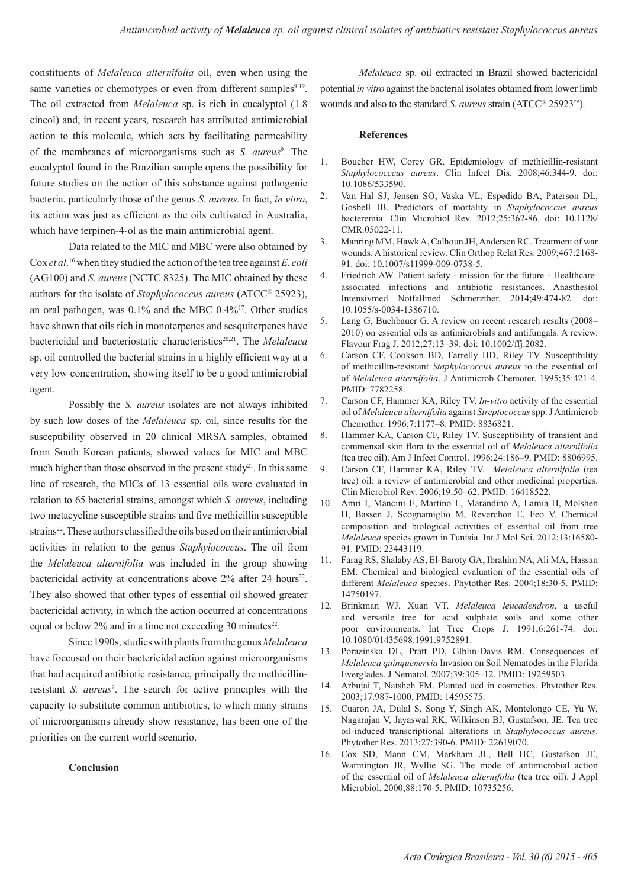constituents of *Melaleuca alternifolia* oil, even when using the same varieties or chemotypes or even from different samples[9,19]. The oil extracted from *Melaleuca* sp. is rich in eucalyptol (1.8 cineol) and, in recent years, research has attributed antimicrobial action to this molecule, which acts by facilitating permeability of the membranes of microorganisms such as *S. aureus*[9]. The eucalyptol found in the Brazilian sample opens the possibility for future studies on the action of this substance against pathogenic bacteria, particularly those of the genus *S. aureus.* In fact, *in vitro*, its action was just as efficient as the oils cultivated in Australia, which have terpinen-4-ol as the main antimicrobial agent.

Data related to the MIC and MBC were also obtained by Cox *et al*.[16] when they studied the action of the tea tree against *E. coli* (AG100) and *S. aureus* (NCTC 8325). The MIC obtained by these authors for the isolate of *Staphylococcus aureus* (ATCC® 25923), an oral pathogen, was 0.1% and the MBC 0.4%[17]. Other studies have shown that oils rich in monoterpenes and sesquiterpenes have bactericidal and bacteriostatic characteristics[20,21]. The *Melaleuca* sp. oil controlled the bacterial strains in a highly efficient way at a very low concentration, showing itself to be a good antimicrobial agent.

Possibly the *S. aureus* isolates are not always inhibited by such low doses of the *Melaleuca* sp. oil, since results for the susceptibility observed in 20 clinical MRSA samples, obtained from South Korean patients, showed values for MIC and MBC much higher than those observed in the present study[21]. In this same line of research, the MICs of 13 essential oils were evaluated in relation to 65 bacterial strains, amongst which *S. aureus*, including two metacycline susceptible strains and five methicillin susceptible strains[22]. These authors classified the oils based on their antimicrobial activities in relation to the genus *Staphylococcus*. The oil from the *Melaleuca alternifolia* was included in the group showing bactericidal activity at concentrations above 2% after 24 hours[22]. They also showed that other types of essential oil showed greater bactericidal activity, in which the action occurred at concentrations equal or below 2% and in a time not exceeding 30 minutes[22].

Since 1990s, studies with plants from the genus *Melaleuca* have foccused on their bactericidal action against microorganisms that had acquired antibiotic resistance, principally the methicillin-resistant *S. aureus*[9]. The search for active principles with the capacity to substitute common antibiotics, to which many strains of microorganisms already show resistance, has been one of the priorities on the current world scenario.

## Conclusion

*Melaleuca* sp. oil extracted in Brazil showed bactericidal potential *in vitro* against the bacterial isolates obtained from lower limb wounds and also to the standard *S. aureus* strain (ATCC® 25923™).

## References

1. Boucher HW, Corey GR. Epidemiology of methicillin-resistant *Staphylococccus aureus*. Clin Infect Dis. 2008;46:344-9. doi: 10.1086/533590.
2. Van Hal SJ, Jensen SO, Vaska VL, Espedido BA, Paterson DL, Gosbell IB. Predictors of mortality in *Staphylococcus aureus* bacteremia. Clin Microbiol Rev. 2012;25:362-86. doi: 10.1128/CMR.05022-11.
3. Manring MM, Hawk A, Calhoun JH, Andersen RC. Treatment of war wounds. A historical review. Clin Orthop Relat Res. 2009;467:2168-91. doi: 10.1007/s11999-009-0738-5.
4. Friedrich AW. Patient safety - mission for the future - Healthcare-associated infections and antibiotic resistances. Anasthesiol Intensivmed Notfallmed Schmerzther. 2014;49:474-82. doi: 10.1055/s-0034-1386710.
5. Lang G, Buchbauer G. A review on recent research results (2008–2010) on essential oils as antimicrobials and antifungals. A review. Flavour Frag J. 2012;27:13–39. doi: 10.1002/ffj.2082.
6. Carson CF, Cookson BD, Farrelly HD, Riley TV. Susceptibility of methicillin-resistant *Staphylococcus aureus* to the essential oil of *Melaleuca alternifolia*. J Antimicrob Chemoter. 1995;35:421-4. PMID: 7782258.
7. Carson CF, Hammer KA, Riley TV. *In-vitro* activity of the essential oil of *Melaleuca alternifolia* against *Streptococcus* spp. J Antimicrob Chemother. 1996;7:1177–8. PMID: 8836821.
8. Hammer KA, Carson CF, Riley TV. Susceptibility of transient and commensal skin flora to the essential oil of *Melaleuca alternifolia* (tea tree oil). Am J Infect Control. 1996;24:186–9. PMID: 8806995.
9. Carson CF, Hammer KA, Riley TV. *Melaleuca alternifólia* (tea tree) oil: a review of antimicrobial and other medicinal properties. Clin Microbiol Rev. 2006;19:50–62. PMID: 16418522.
10. Amri I, Mancini E, Martino L, Marandino A, Lamia H, Molshen H, Bassen J, Scognamiglio M, Reverchon E, Feo V. Chemical composition and biological activities of essential oil from tree *Melaleuca* species grown in Tunisia. Int J Mol Sci. 2012;13:16580-91. PMID: 23443119.
11. Farag RS, Shalaby AS, El-Baroty GA, Ibrahim NA, Ali MA, Hassan EM. Chemical and biological evaluation of the essential oils of different *Melaleuca* species. Phytother Res. 2004;18:30-5. PMID: 14750197.
12. Brinkman WJ, Xuan VT. *Melaleuca leucadendron*, a useful and versatile tree for acid sulphate soils and some other poor environments. Int Tree Crops J. 1991;6:261-74. doi: 10.1080/01435698.1991.9752891.
13. Porazinska DL, Pratt PD, Glblin-Davis RM. Consequences of *Melaleuca quinquenervia* Invasion on Soil Nematodes in the Florida Everglades. J Nematol. 2007;39:305–12. PMID: 19259503.
14. Arbujai T, Natsheh FM. Planted ued in cosmetics. Phytother Res. 2003;17:987-1000. PMID: 14595575.
15. Cuaron JA, Dulal S, Song Y, Singh AK, Montelongo CE, Yu W, Nagarajan V, Jayaswal RK, Wilkinson BJ, Gustafson, JE. Tea tree oil-induced transcriptional alterations in *Staphylococcus aureus*. Phytother Res. 2013;27:390-6. PMID: 22619070.
16. Cox SD, Mann CM, Markham JL, Bell HC, Gustafson JE, Warmington JR, Wyllie SG. The mode of antimicrobial action of the essential oil of *Melaleuca alternifolia* (tea tree oil). J Appl Microbiol. 2000;88:170-5. PMID: 10735256.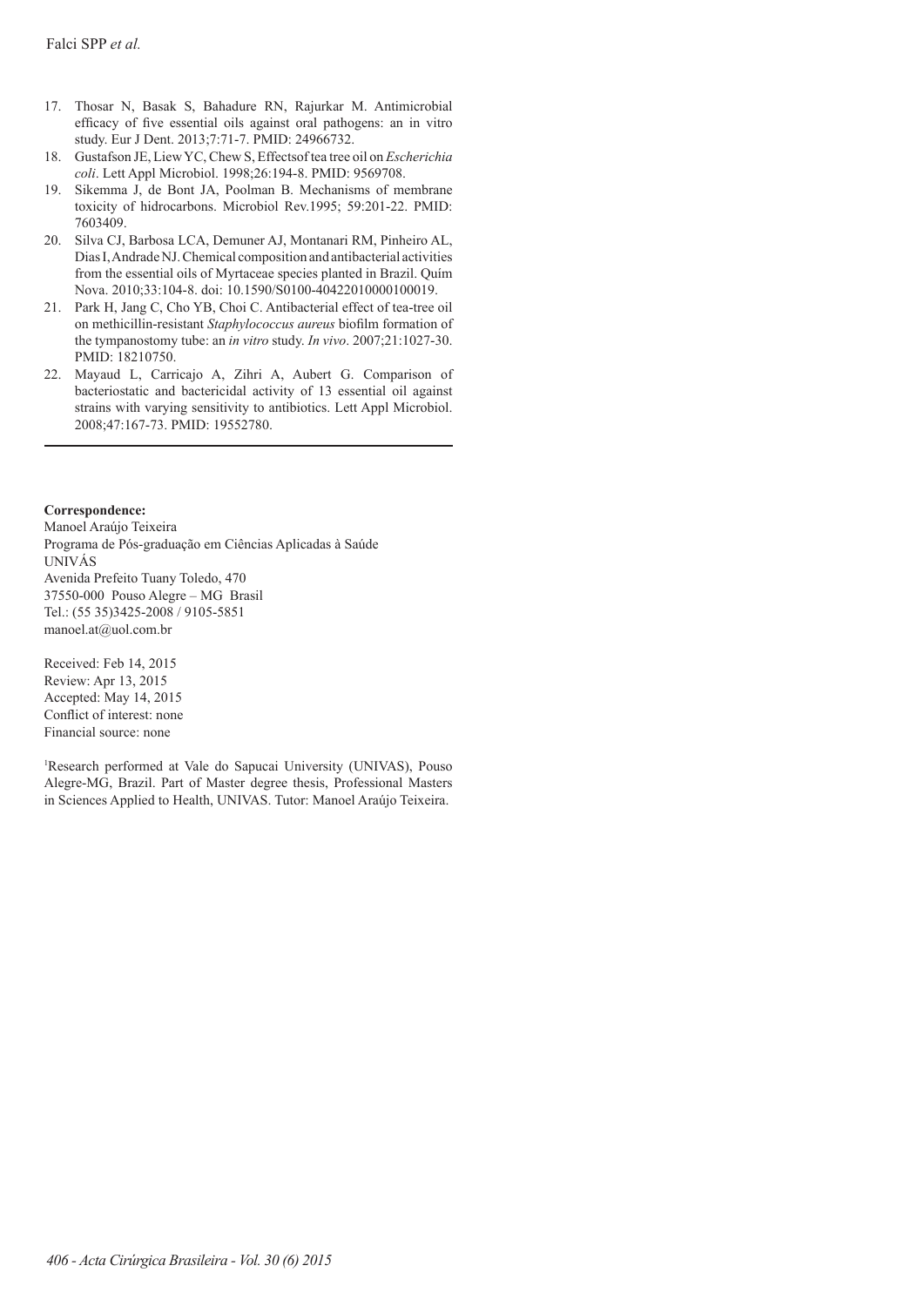17. Thosar N, Basak S, Bahadure RN, Rajurkar M. Antimicrobial efficacy of five essential oils against oral pathogens: an in vitro study. Eur J Dent. 2013;7:71-7. PMID: 24966732.
18. Gustafson JE, Liew YC, Chew S, Effectsof tea tree oil on *Escherichia coli*. Lett Appl Microbiol. 1998;26:194-8. PMID: 9569708.
19. Sikemma J, de Bont JA, Poolman B. Mechanisms of membrane toxicity of hidrocarbons. Microbiol Rev.1995; 59:201-22. PMID: 7603409.
20. Silva CJ, Barbosa LCA, Demuner AJ, Montanari RM, Pinheiro AL, Dias I, Andrade NJ. Chemical composition and antibacterial activities from the essential oils of Myrtaceae species planted in Brazil. Quím Nova. 2010;33:104-8. doi: 10.1590/S0100-40422010000100019.
21. Park H, Jang C, Cho YB, Choi C. Antibacterial effect of tea-tree oil on methicillin-resistant *Staphylococcus aureus* biofilm formation of the tympanostomy tube: an *in vitro* study. *In vivo*. 2007;21:1027-30. PMID: 18210750.
22. Mayaud L, Carricajo A, Zihri A, Aubert G. Comparison of bacteriostatic and bactericidal activity of 13 essential oil against strains with varying sensitivity to antibiotics. Lett Appl Microbiol. 2008;47:167-73. PMID: 19552780.

**Correspondence:**
Manoel Araújo Teixeira
Programa de Pós-graduação em Ciências Aplicadas à Saúde
UNIVÁS
Avenida Prefeito Tuany Toledo, 470
37550-000 Pouso Alegre – MG Brasil
Tel.: (55 35)3425-2008 / 9105-5851
manoel.at@uol.com.br

Received: Feb 14, 2015
Review: Apr 13, 2015
Accepted: May 14, 2015
Conflict of interest: none
Financial source: none

[1]Research performed at Vale do Sapucai University (UNIVAS), Pouso Alegre-MG, Brazil. Part of Master degree thesis, Professional Masters in Sciences Applied to Health, UNIVAS. Tutor: Manoel Araújo Teixeira.